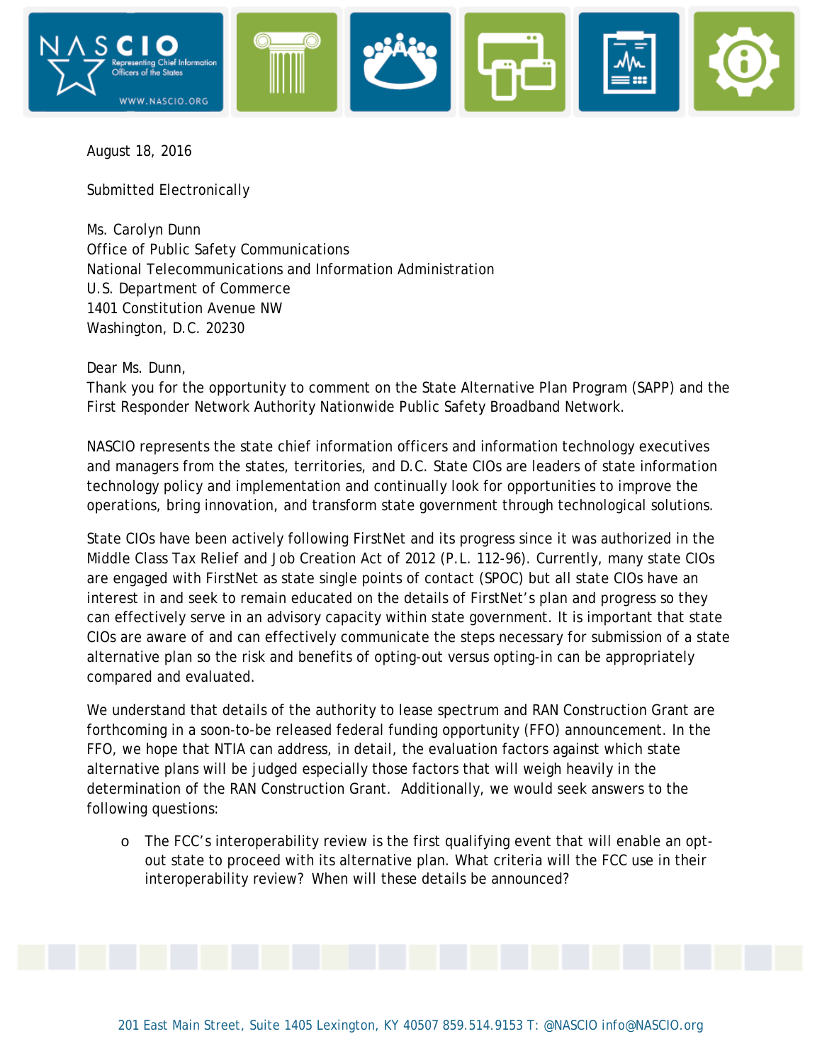August 18, 2016

Submitted Electronically

Ms. Carolyn Dunn
Office of Public Safety Communications
National Telecommunications and Information Administration
U.S. Department of Commerce
1401 Constitution Avenue NW
Washington, D.C. 20230

Dear Ms. Dunn,

Thank you for the opportunity to comment on the State Alternative Plan Program (SAPP) and the First Responder Network Authority Nationwide Public Safety Broadband Network.

NASCIO represents the state chief information officers and information technology executives and managers from the states, territories, and D.C. State CIOs are leaders of state information technology policy and implementation and continually look for opportunities to improve the operations, bring innovation, and transform state government through technological solutions.

State CIOs have been actively following FirstNet and its progress since it was authorized in the Middle Class Tax Relief and Job Creation Act of 2012 (P.L. 112-96). Currently, many state CIOs are engaged with FirstNet as state single points of contact (SPOC) but all state CIOs have an interest in and seek to remain educated on the details of FirstNet's plan and progress so they can effectively serve in an advisory capacity within state government. It is important that state CIOs are aware of and can effectively communicate the steps necessary for submission of a state alternative plan so the risk and benefits of opting-out versus opting-in can be appropriately compared and evaluated.

We understand that details of the authority to lease spectrum and RAN Construction Grant are forthcoming in a soon-to-be released federal funding opportunity (FFO) announcement. In the FFO, we hope that NTIA can address, in detail, the evaluation factors against which state alternative plans will be judged especially those factors that will weigh heavily in the determination of the RAN Construction Grant. Additionally, we would seek answers to the following questions:

- The FCC's interoperability review is the first qualifying event that will enable an opt-out state to proceed with its alternative plan. What criteria will the FCC use in their interoperability review? When will these details be announced?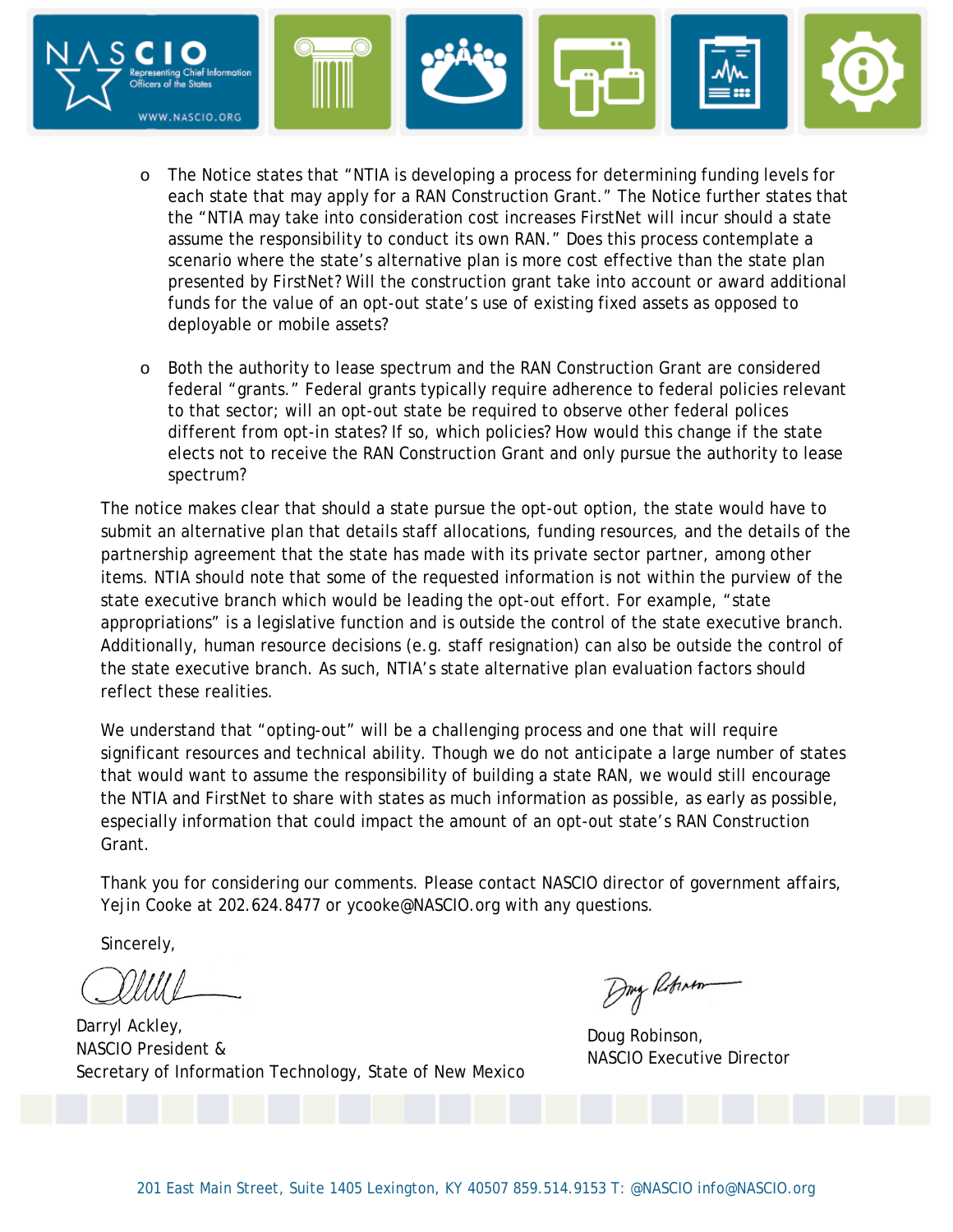- The Notice states that "NTIA is developing a process for determining funding levels for each state that may apply for a RAN Construction Grant." The Notice further states that the "NTIA may take into consideration cost increases FirstNet will incur should a state assume the responsibility to conduct its own RAN." Does this process contemplate a scenario where the state's alternative plan is more cost effective than the state plan presented by FirstNet? Will the construction grant take into account or award additional funds for the value of an opt-out state's use of existing fixed assets as opposed to deployable or mobile assets?

- Both the authority to lease spectrum and the RAN Construction Grant are considered federal "grants." Federal grants typically require adherence to federal policies relevant to that sector; will an opt-out state be required to observe other federal polices different from opt-in states? If so, which policies? How would this change if the state elects not to receive the RAN Construction Grant and only pursue the authority to lease spectrum?

The notice makes clear that should a state pursue the opt-out option, the state would have to submit an alternative plan that details staff allocations, funding resources, and the details of the partnership agreement that the state has made with its private sector partner, among other items. NTIA should note that some of the requested information is not within the purview of the state executive branch which would be leading the opt-out effort. For example, "state appropriations" is a legislative function and is outside the control of the state executive branch. Additionally, human resource decisions (e.g. staff resignation) can also be outside the control of the state executive branch. As such, NTIA's state alternative plan evaluation factors should reflect these realities.

We understand that "opting-out" will be a challenging process and one that will require significant resources and technical ability. Though we do not anticipate a large number of states that would want to assume the responsibility of building a state RAN, we would still encourage the NTIA and FirstNet to share with states as much information as possible, as early as possible, especially information that could impact the amount of an opt-out state's RAN Construction Grant.

Thank you for considering our comments. Please contact NASCIO director of government affairs, Yejin Cooke at 202.624.8477 or ycooke@NASCIO.org with any questions.

Sincerely,

Darryl Ackley,
NASCIO President &
Secretary of Information Technology, State of New Mexico

Doug Robinson,
NASCIO Executive Director

201 East Main Street, Suite 1405 Lexington, KY 40507 859.514.9153 T: @NASCIO info@NASCIO.org